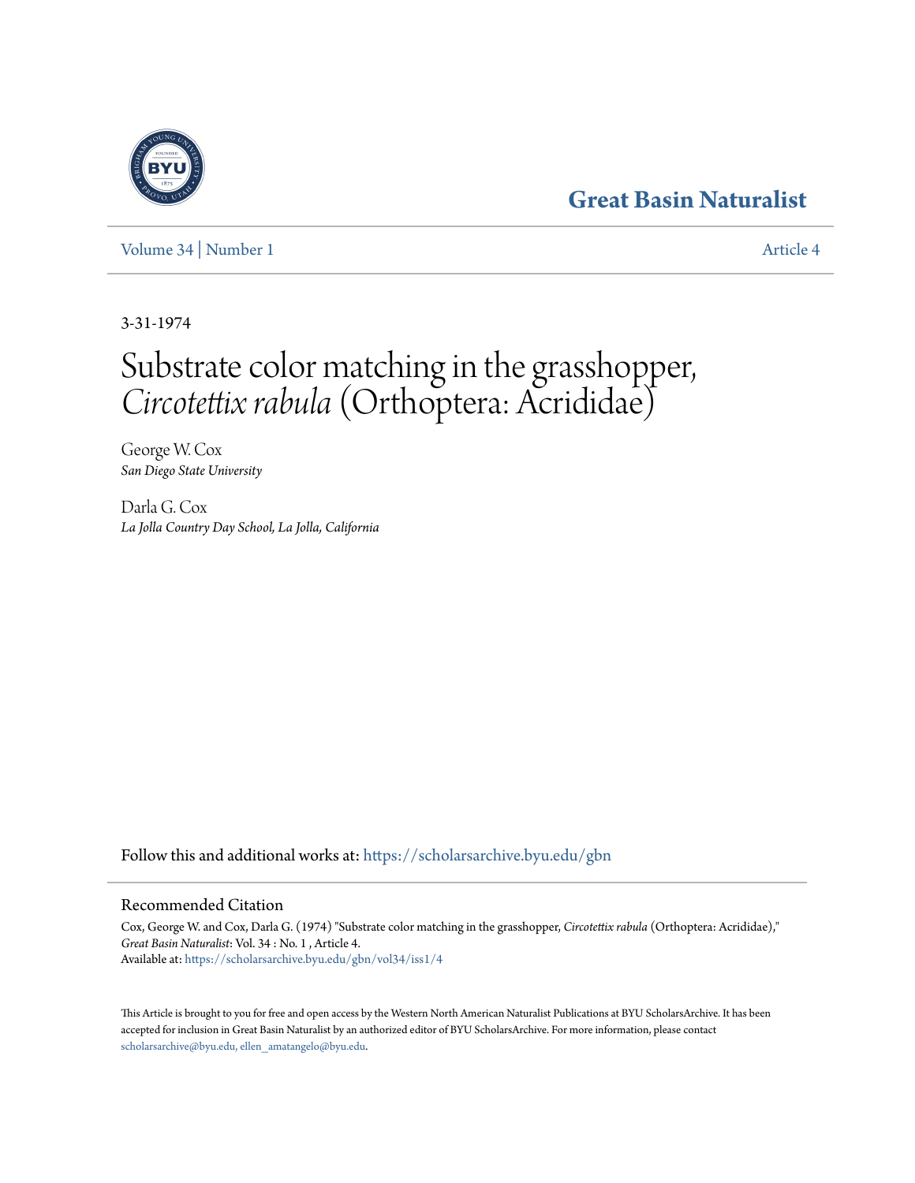Great Basin Naturalist

Volume 34 | Number 1 Article 4

3-31-1974

# Substrate color matching in the grasshopper, *Circotettix rabula* (Orthoptera: Acrididae)

George W. Cox
*San Diego State University*

Darla G. Cox
*La Jolla Country Day School, La Jolla, California*

Follow this and additional works at: https://scholarsarchive.byu.edu/gbn

## Recommended Citation

Cox, George W. and Cox, Darla G. (1974) "Substrate color matching in the grasshopper, *Circotettix rabula* (Orthoptera: Acrididae)," *Great Basin Naturalist*: Vol. 34 : No. 1 , Article 4.
Available at: https://scholarsarchive.byu.edu/gbn/vol34/iss1/4

This Article is brought to you for free and open access by the Western North American Naturalist Publications at BYU ScholarsArchive. It has been accepted for inclusion in Great Basin Naturalist by an authorized editor of BYU ScholarsArchive. For more information, please contact scholarsarchive@byu.edu, ellen_amatangelo@byu.edu.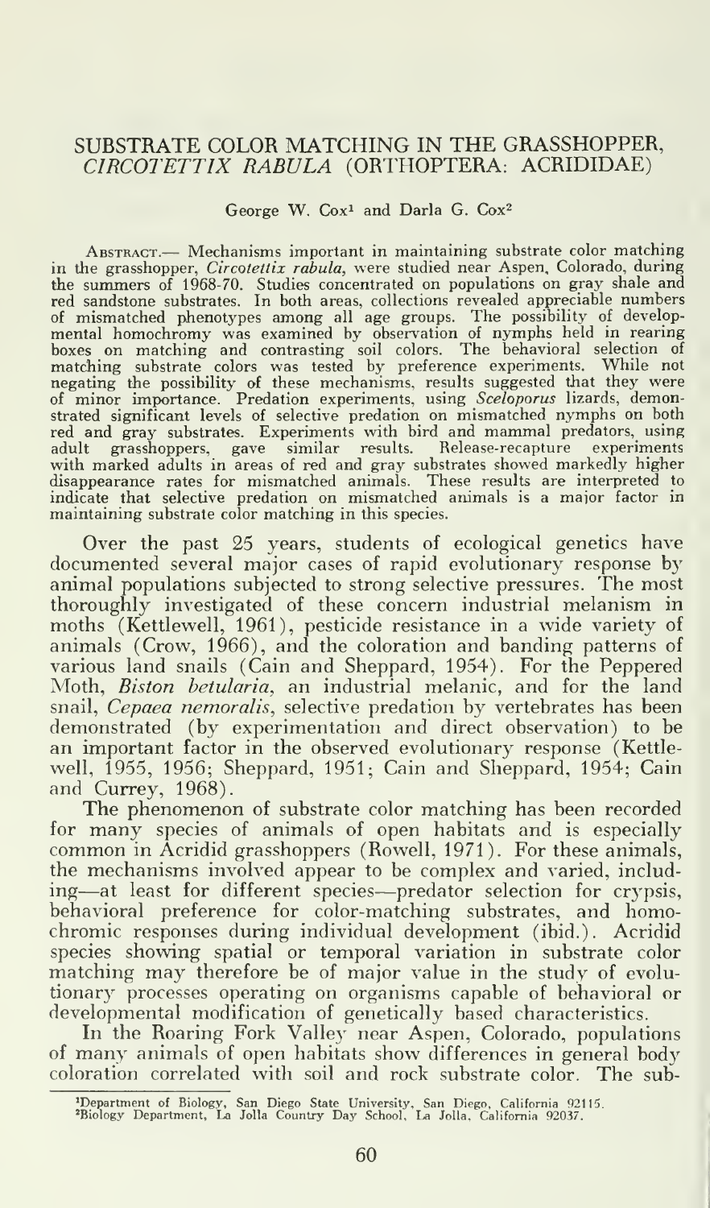# SUBSTRATE COLOR MATCHING IN THE GRASSHOPPER, *CIRCOTETTIX RABULA* (ORTHOPTERA: ACRIDIDAE)

George W. Cox[1] and Darla G. Cox[2]

Abstract.— Mechanisms important in maintaining substrate color matching in the grasshopper, *Circotettix rabula*, were studied near Aspen, Colorado, during the summers of 1968-70. Studies concentrated on populations on gray shale and red sandstone substrates. In both areas, collections revealed appreciable numbers of mismatched phenotypes among all age groups. The possibility of developmental homochromy was examined by observation of nymphs held in rearing boxes on matching and contrasting soil colors. The behavioral selection of matching substrate colors was tested by preference experiments. While not negating the possibility of these mechanisms, results suggested that they were of minor importance. Predation experiments, using *Sceloporus* lizards, demonstrated significant levels of selective predation on mismatched nymphs on both red and gray substrates. Experiments with bird and mammal predators, using adult grasshoppers, gave similar results. Release-recapture experiments with marked adults in areas of red and gray substrates showed markedly higher disappearance rates for mismatched animals. These results are interpreted to indicate that selective predation on mismatched animals is a major factor in maintaining substrate color matching in this species.

Over the past 25 years, students of ecological genetics have documented several major cases of rapid evolutionary response by animal populations subjected to strong selective pressures. The most thoroughly investigated of these concern industrial melanism in moths (Kettlewell, 1961), pesticide resistance in a wide variety of animals (Crow, 1966), and the coloration and banding patterns of various land snails (Cain and Sheppard, 1954). For the Peppered Moth, *Biston betularia*, an industrial melanic, and for the land snail, *Cepaea nemoralis*, selective predation by vertebrates has been demonstrated (by experimentation and direct observation) to be an important factor in the observed evolutionary response (Kettlewell, 1955, 1956; Sheppard, 1951; Cain and Sheppard, 1954; Cain and Currey, 1968).

The phenomenon of substrate color matching has been recorded for many species of animals of open habitats and is especially common in Acridid grasshoppers (Rowell, 1971). For these animals, the mechanisms involved appear to be complex and varied, including—at least for different species—predator selection for crypsis, behavioral preference for color-matching substrates, and homochromic responses during individual development (ibid.). Acridid species showing spatial or temporal variation in substrate color matching may therefore be of major value in the study of evolutionary processes operating on organisms capable of behavioral or developmental modification of genetically based characteristics.

In the Roaring Fork Valley near Aspen, Colorado, populations of many animals of open habitats show differences in general body coloration correlated with soil and rock substrate color. The sub-

[1]Department of Biology, San Diego State University, San Diego, California 92115.
[2]Biology Department, La Jolla Country Day School, La Jolla, California 92037.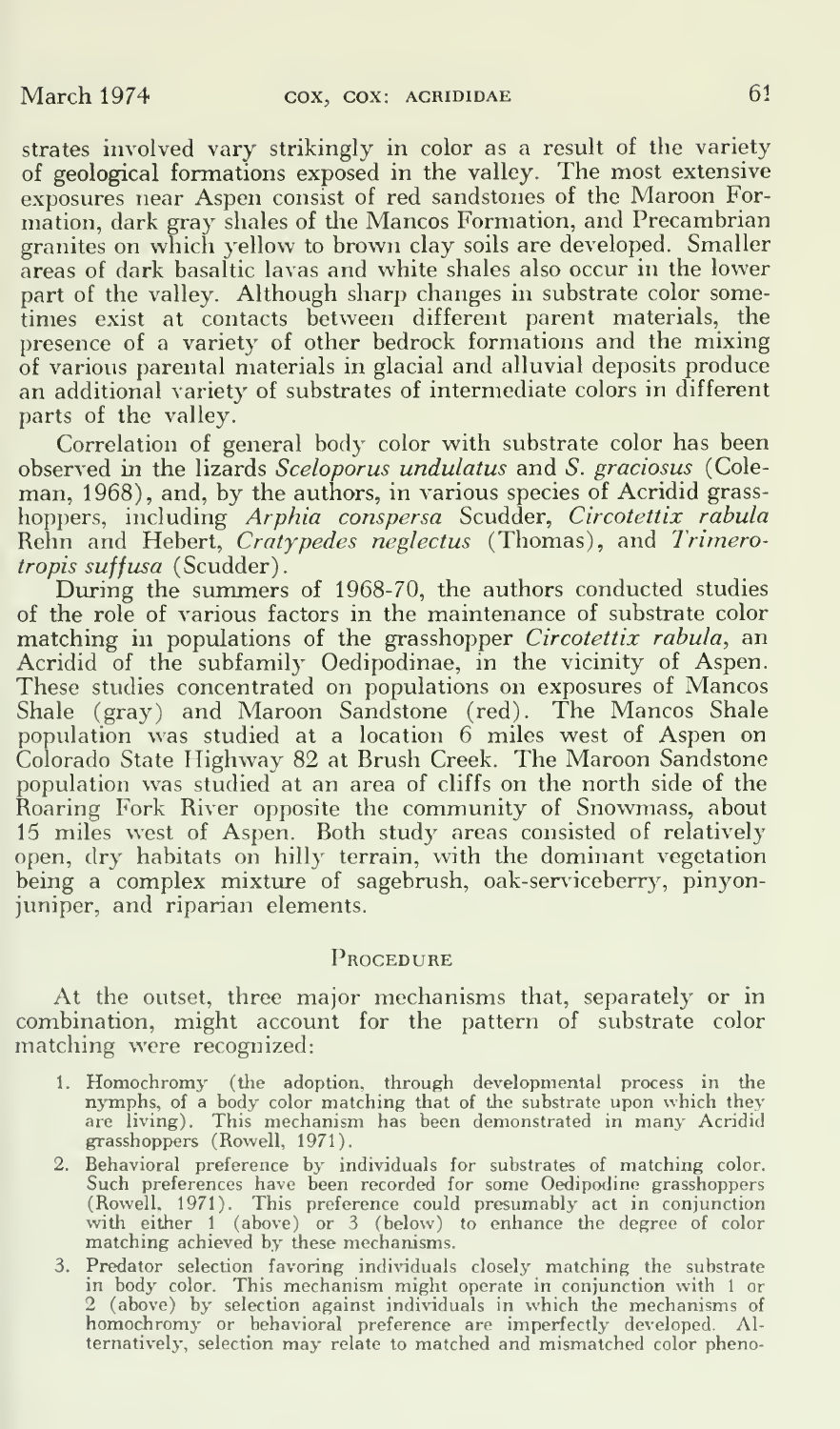strates involved vary strikingly in color as a result of the variety of geological formations exposed in the valley. The most extensive exposures near Aspen consist of red sandstones of the Maroon Formation, dark gray shales of the Mancos Formation, and Precambrian granites on which yellow to brown clay soils are developed. Smaller areas of dark basaltic lavas and white shales also occur in the lower part of the valley. Although sharp changes in substrate color sometimes exist at contacts between different parent materials, the presence of a variety of other bedrock formations and the mixing of various parental materials in glacial and alluvial deposits produce an additional variety of substrates of intermediate colors in different parts of the valley.

Correlation of general body color with substrate color has been observed in the lizards *Sceloporus undulatus* and *S. graciosus* (Coleman, 1968), and, by the authors, in various species of Acridid grasshoppers, including *Arphia conspersa* Scudder, *Circotettix rabula* Rehn and Hebert, *Cratypedes neglectus* (Thomas), and *Trimerotropis suffusa* (Scudder).

During the summers of 1968-70, the authors conducted studies of the role of various factors in the maintenance of substrate color matching in populations of the grasshopper *Circotettix rabula*, an Acridid of the subfamily Oedipodinae, in the vicinity of Aspen. These studies concentrated on populations on exposures of Mancos Shale (gray) and Maroon Sandstone (red). The Mancos Shale population was studied at a location 6 miles west of Aspen on Colorado State Highway 82 at Brush Creek. The Maroon Sandstone population was studied at an area of cliffs on the north side of the Roaring Fork River opposite the community of Snowmass, about 15 miles west of Aspen. Both study areas consisted of relatively open, dry habitats on hilly terrain, with the dominant vegetation being a complex mixture of sagebrush, oak-serviceberry, pinyon-juniper, and riparian elements.

## Procedure

At the outset, three major mechanisms that, separately or in combination, might account for the pattern of substrate color matching were recognized:

1. Homochromy (the adoption, through developmental process in the nymphs, of a body color matching that of the substrate upon which they are living). This mechanism has been demonstrated in many Acridid grasshoppers (Rowell, 1971).
2. Behavioral preference by individuals for substrates of matching color. Such preferences have been recorded for some Oedipodine grasshoppers (Rowell, 1971). This preference could presumably act in conjunction with either 1 (above) or 3 (below) to enhance the degree of color matching achieved by these mechanisms.
3. Predator selection favoring individuals closely matching the substrate in body color. This mechanism might operate in conjunction with 1 or 2 (above) by selection against individuals in which the mechanisms of homochromy or behavioral preference are imperfectly developed. Alternatively, selection may relate to matched and mismatched color pheno-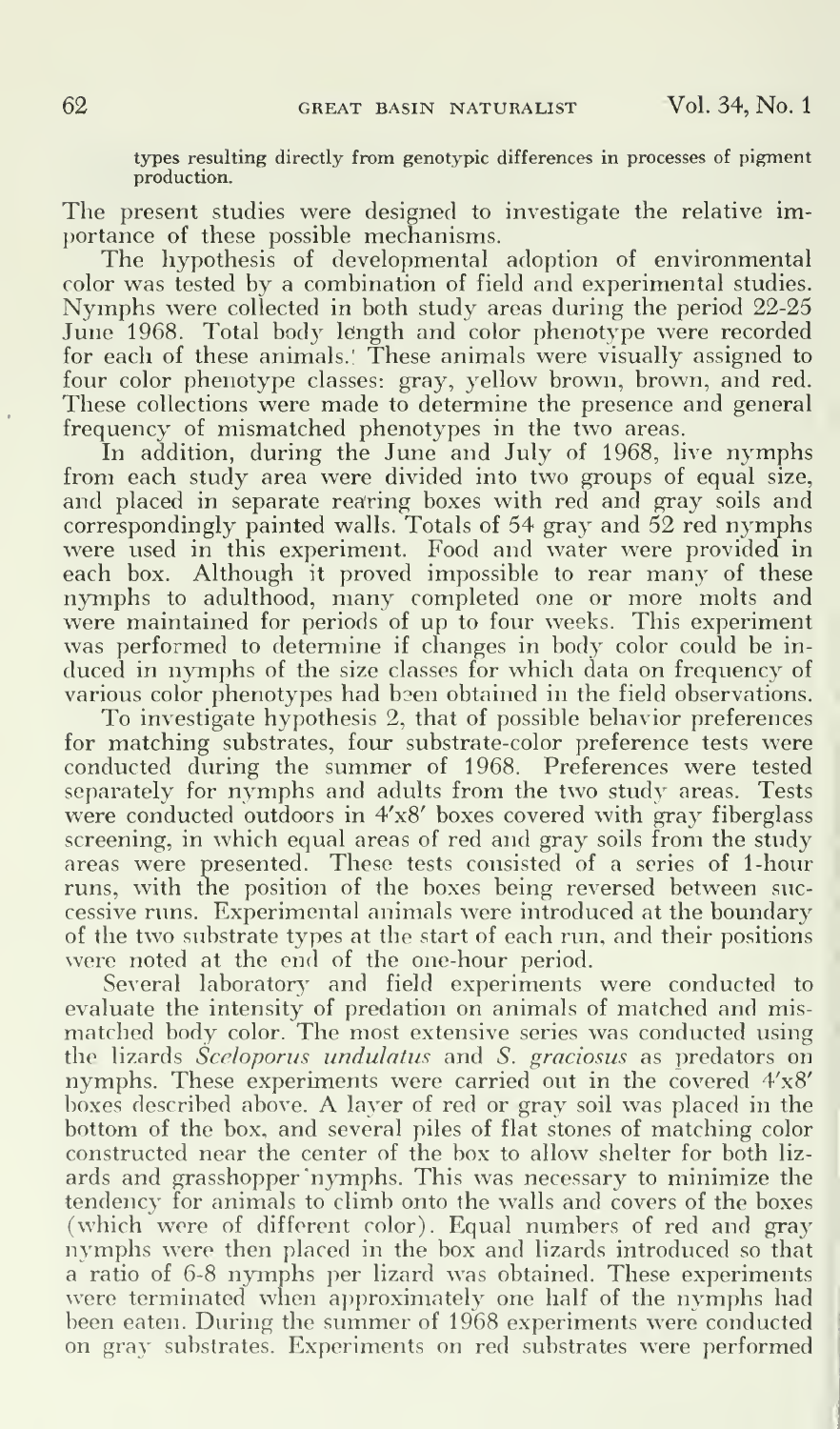types resulting directly from genotypic differences in processes of pigment production.

The present studies were designed to investigate the relative importance of these possible mechanisms.

The hypothesis of developmental adoption of environmental color was tested by a combination of field and experimental studies. Nymphs were collected in both study areas during the period 22-25 June 1968. Total body length and color phenotype were recorded for each of these animals. These animals were visually assigned to four color phenotype classes: gray, yellow brown, brown, and red. These collections were made to determine the presence and general frequency of mismatched phenotypes in the two areas.

In addition, during the June and July of 1968, live nymphs from each study area were divided into two groups of equal size, and placed in separate rearing boxes with red and gray soils and correspondingly painted walls. Totals of 54 gray and 52 red nymphs were used in this experiment. Food and water were provided in each box. Although it proved impossible to rear many of these nymphs to adulthood, many completed one or more molts and were maintained for periods of up to four weeks. This experiment was performed to determine if changes in body color could be induced in nymphs of the size classes for which data on frequency of various color phenotypes had been obtained in the field observations.

To investigate hypothesis 2, that of possible behavior preferences for matching substrates, four substrate-color preference tests were conducted during the summer of 1968. Preferences were tested separately for nymphs and adults from the two study areas. Tests were conducted outdoors in 4'x8' boxes covered with gray fiberglass screening, in which equal areas of red and gray soils from the study areas were presented. These tests consisted of a series of 1-hour runs, with the position of the boxes being reversed between successive runs. Experimental animals were introduced at the boundary of the two substrate types at the start of each run, and their positions were noted at the end of the one-hour period.

Several laboratory and field experiments were conducted to evaluate the intensity of predation on animals of matched and mismatched body color. The most extensive series was conducted using the lizards *Sceloporus undulatus* and *S. graciosus* as predators on nymphs. These experiments were carried out in the covered 4'x8' boxes described above. A layer of red or gray soil was placed in the bottom of the box, and several piles of flat stones of matching color constructed near the center of the box to allow shelter for both lizards and grasshopper nymphs. This was necessary to minimize the tendency for animals to climb onto the walls and covers of the boxes (which were of different color). Equal numbers of red and gray nymphs were then placed in the box and lizards introduced so that a ratio of 6-8 nymphs per lizard was obtained. These experiments were terminated when approximately one half of the nymphs had been eaten. During the summer of 1968 experiments were conducted on gray substrates. Experiments on red substrates were performed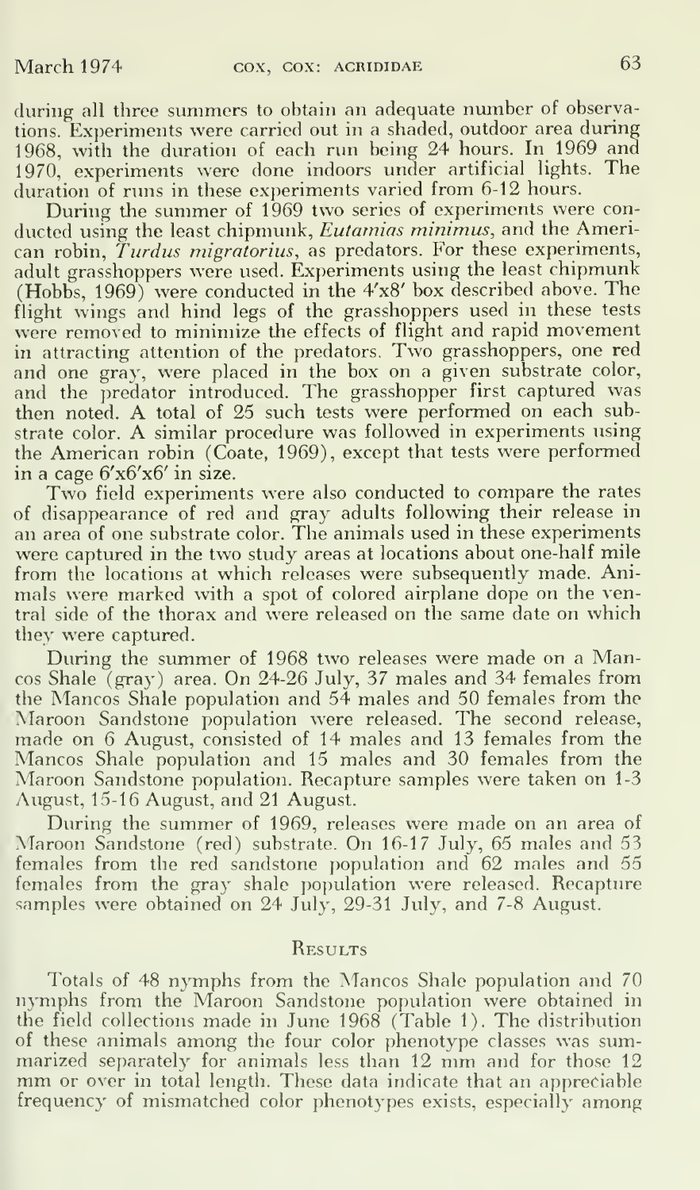during all three summers to obtain an adequate number of observations. Experiments were carried out in a shaded, outdoor area during 1968, with the duration of each run being 24 hours. In 1969 and 1970, experiments were done indoors under artificial lights. The duration of runs in these experiments varied from 6-12 hours.

During the summer of 1969 two series of experiments were conducted using the least chipmunk, *Eutamias minimus*, and the American robin, *Turdus migratorius*, as predators. For these experiments, adult grasshoppers were used. Experiments using the least chipmunk (Hobbs, 1969) were conducted in the 4'x8' box described above. The flight wings and hind legs of the grasshoppers used in these tests were removed to minimize the effects of flight and rapid movement in attracting attention of the predators. Two grasshoppers, one red and one gray, were placed in the box on a given substrate color, and the predator introduced. The grasshopper first captured was then noted. A total of 25 such tests were performed on each substrate color. A similar procedure was followed in experiments using the American robin (Coate, 1969), except that tests were performed in a cage 6'x6'x6' in size.

Two field experiments were also conducted to compare the rates of disappearance of red and gray adults following their release in an area of one substrate color. The animals used in these experiments were captured in the two study areas at locations about one-half mile from the locations at which releases were subsequently made. Animals were marked with a spot of colored airplane dope on the ventral side of the thorax and were released on the same date on which they were captured.

During the summer of 1968 two releases were made on a Mancos Shale (gray) area. On 24-26 July, 37 males and 34 females from the Mancos Shale population and 54 males and 50 females from the Maroon Sandstone population were released. The second release, made on 6 August, consisted of 14 males and 13 females from the Mancos Shale population and 15 males and 30 females from the Maroon Sandstone population. Recapture samples were taken on 1-3 August, 15-16 August, and 21 August.

During the summer of 1969, releases were made on an area of Maroon Sandstone (red) substrate. On 16-17 July, 65 males and 53 females from the red sandstone population and 62 males and 55 females from the gray shale population were released. Recapture samples were obtained on 24 July, 29-31 July, and 7-8 August.

## Results

Totals of 48 nymphs from the Mancos Shale population and 70 nymphs from the Maroon Sandstone population were obtained in the field collections made in June 1968 (Table 1). The distribution of these animals among the four color phenotype classes was summarized separately for animals less than 12 mm and for those 12 mm or over in total length. These data indicate that an appreciable frequency of mismatched color phenotypes exists, especially among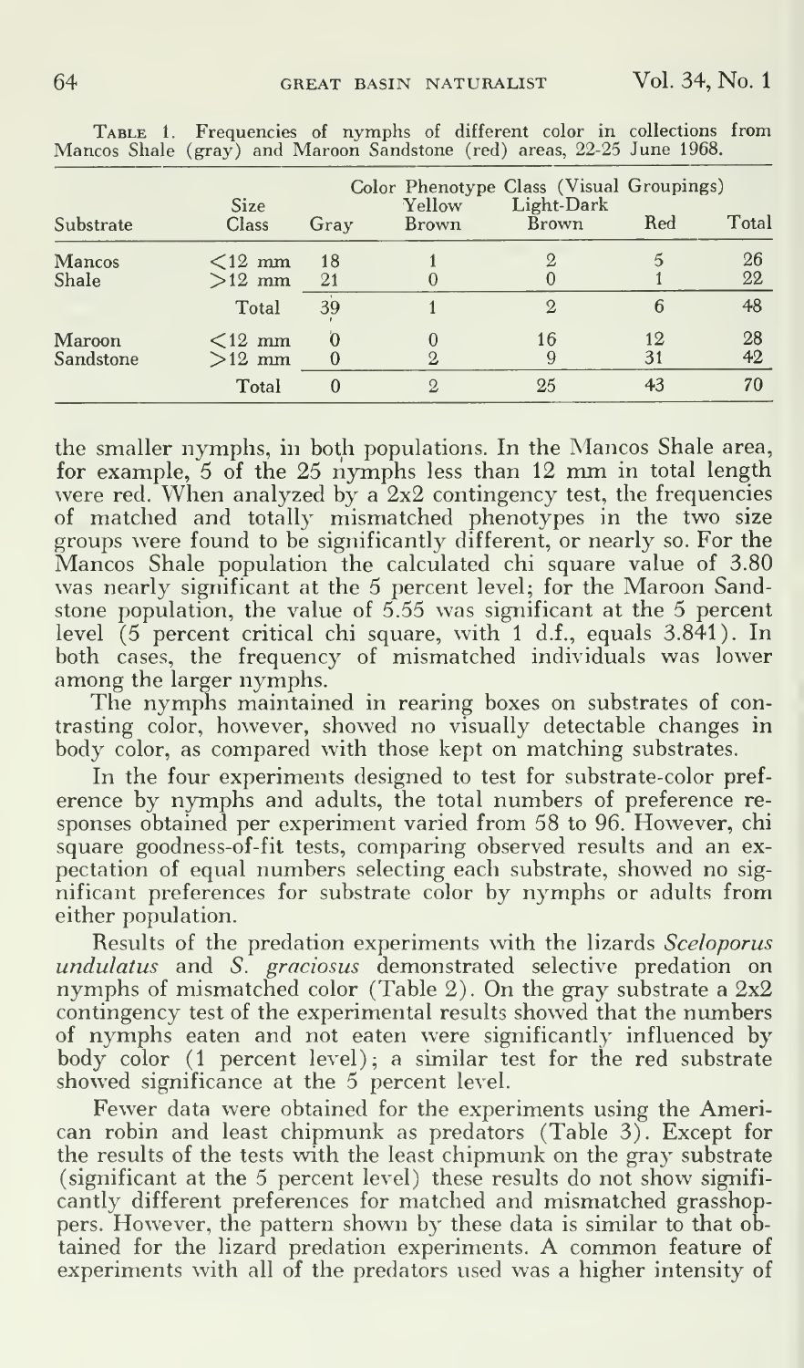Table 1. Frequencies of nymphs of different color in collections from Mancos Shale (gray) and Maroon Sandstone (red) areas, 22-25 June 1968.

| Substrate | Size Class | Color Phenotype Class (Visual Groupings) | | | | |
|---|---|---|---|---|---|---|
| | | Gray | Yellow Brown | Light-Dark Brown | Red | Total |
| Mancos Shale | <12 mm | 18 | 1 | 2 | 5 | 26 |
| | >12 mm | 21 | 0 | 0 | 1 | 22 |
| | Total | 39 | 1 | 2 | 6 | 48 |
| Maroon Sandstone | <12 mm | 0 | 0 | 16 | 12 | 28 |
| | >12 mm | 0 | 2 | 9 | 31 | 42 |
| | Total | 0 | 2 | 25 | 43 | 70 |

the smaller nymphs, in both populations. In the Mancos Shale area, for example, 5 of the 25 nymphs less than 12 mm in total length were red. When analyzed by a 2x2 contingency test, the frequencies of matched and totally mismatched phenotypes in the two size groups were found to be significantly different, or nearly so. For the Mancos Shale population the calculated chi square value of 3.80 was nearly significant at the 5 percent level; for the Maroon Sandstone population, the value of 5.55 was significant at the 5 percent level (5 percent critical chi square, with 1 d.f., equals 3.841). In both cases, the frequency of mismatched individuals was lower among the larger nymphs.

The nymphs maintained in rearing boxes on substrates of contrasting color, however, showed no visually detectable changes in body color, as compared with those kept on matching substrates.

In the four experiments designed to test for substrate-color preference by nymphs and adults, the total numbers of preference responses obtained per experiment varied from 58 to 96. However, chi square goodness-of-fit tests, comparing observed results and an expectation of equal numbers selecting each substrate, showed no significant preferences for substrate color by nymphs or adults from either population.

Results of the predation experiments with the lizards *Sceloporus undulatus* and *S. graciosus* demonstrated selective predation on nymphs of mismatched color (Table 2). On the gray substrate a 2x2 contingency test of the experimental results showed that the numbers of nymphs eaten and not eaten were significantly influenced by body color (1 percent level); a similar test for the red substrate showed significance at the 5 percent level.

Fewer data were obtained for the experiments using the American robin and least chipmunk as predators (Table 3). Except for the results of the tests with the least chipmunk on the gray substrate (significant at the 5 percent level) these results do not show significantly different preferences for matched and mismatched grasshoppers. However, the pattern shown by these data is similar to that obtained for the lizard predation experiments. A common feature of experiments with all of the predators used was a higher intensity of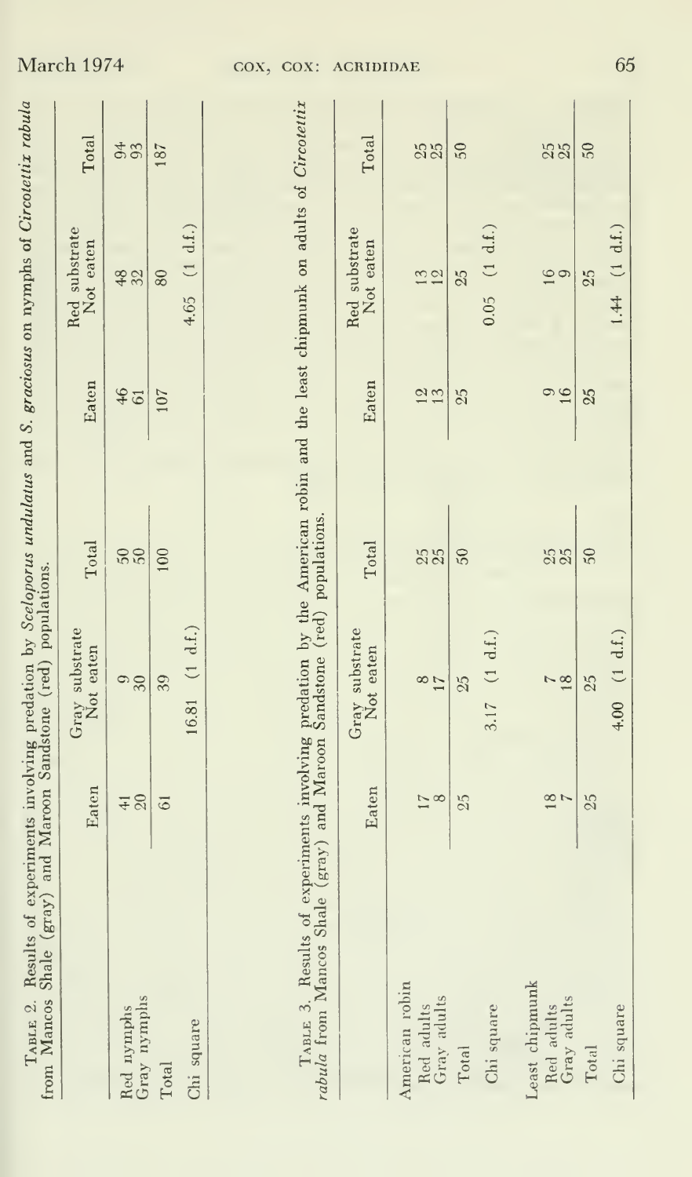TABLE 2. Results of experiments involving predation by *Sceloporus undulatus* and *S. graciosus* on nymphs of *Circotettix rabula* from Mancos Shale (gray) and Maroon Sandstone (red) populations.

| | Eaten | Gray substrate Not eaten | Total | Eaten | Red substrate Not eaten | Total |
|---|---|---|---|---|---|---|
| Red nymphs | 41 | 9 | 50 | 46 | 48 | 94 |
| Gray nymphs | 20 | 30 | 50 | 61 | 32 | 93 |
| Total | 61 | 39 | 100 | 107 | 80 | 187 |
| Chi square | | 16.81 (1 d.f.) | | | 4.65 (1 d.f.) | |

TABLE 3. Results of experiments involving predation by the American robin and the least chipmunk on adults of *Circotettix rabula* from Mancos Shale (gray) and Maroon Sandstone (red) populations.

| | Eaten | Gray substrate Not eaten | Total | Eaten | Red substrate Not eaten | Total |
|---|---|---|---|---|---|---|
| American robin | | | | | | |
| Red adults | 17 | 8 | 25 | 12 | 13 | 25 |
| Gray adults | 8 | 17 | 25 | 13 | 12 | 25 |
| Total | 25 | 25 | 50 | 25 | 25 | 50 |
| Chi square | | 3.17 (1 d.f.) | | | 0.05 (1 d.f.) | |
| Least chipmunk | | | | | | |
| Red adults | 18 | 7 | 25 | 9 | 16 | 25 |
| Gray adults | 7 | 18 | 25 | 16 | 9 | 25 |
| Total | 25 | 25 | 50 | 25 | 25 | 50 |
| Chi square | | 4.00 (1 d.f.) | | | 1.44 (1 d.f.) | |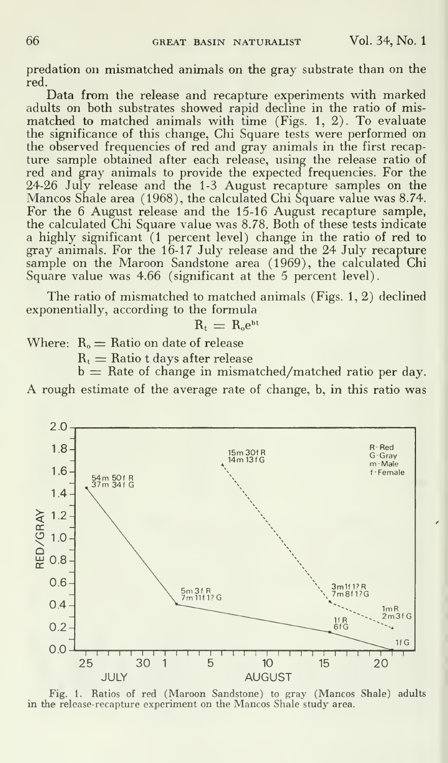predation on mismatched animals on the gray substrate than on the red.

Data from the release and recapture experiments with marked adults on both substrates showed rapid decline in the ratio of mismatched to matched animals with time (Figs. 1, 2). To evaluate the significance of this change, Chi Square tests were performed on the observed frequencies of red and gray animals in the first recapture sample obtained after each release, using the release ratio of red and gray animals to provide the expected frequencies. For the 24-26 July release and the 1-3 August recapture samples on the Mancos Shale area (1968), the calculated Chi Square value was 8.74. For the 6 August release and the 15-16 August recapture sample, the calculated Chi Square value was 8.78. Both of these tests indicate a highly significant (1 percent level) change in the ratio of red to gray animals. For the 16-17 July release and the 24 July recapture sample on the Maroon Sandstone area (1969), the calculated Chi Square value was 4.66 (significant at the 5 percent level).

The ratio of mismatched to matched animals (Figs. 1, 2) declined exponentially, according to the formula

$$R_t = R_o e^{bt}$$

Where: $R_o$ = Ratio on date of release

$R_t$ = Ratio t days after release

b = Rate of change in mismatched/matched ratio per day.

A rough estimate of the average rate of change, b, in this ratio was

Fig. 1. Ratios of red (Maroon Sandstone) to gray (Mancos Shale) adults in the release-recapture experiment on the Mancos Shale study area.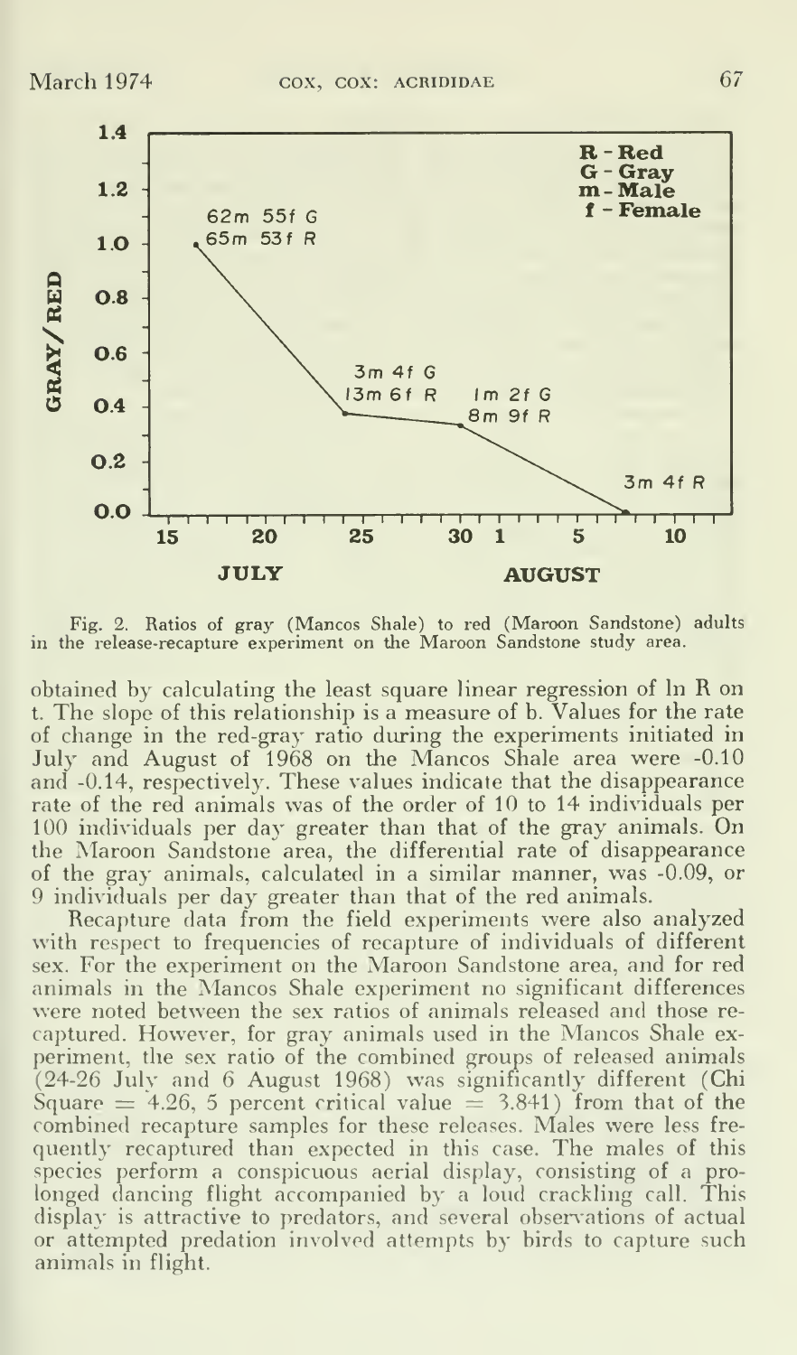Fig. 2. Ratios of gray (Mancos Shale) to red (Maroon Sandstone) adults in the release-recapture experiment on the Maroon Sandstone study area.

obtained by calculating the least square linear regression of ln R on t. The slope of this relationship is a measure of b. Values for the rate of change in the red-gray ratio during the experiments initiated in July and August of 1968 on the Mancos Shale area were -0.10 and -0.14, respectively. These values indicate that the disappearance rate of the red animals was of the order of 10 to 14 individuals per 100 individuals per day greater than that of the gray animals. On the Maroon Sandstone area, the differential rate of disappearance of the gray animals, calculated in a similar manner, was -0.09, or 9 individuals per day greater than that of the red animals.

Recapture data from the field experiments were also analyzed with respect to frequencies of recapture of individuals of different sex. For the experiment on the Maroon Sandstone area, and for red animals in the Mancos Shale experiment no significant differences were noted between the sex ratios of animals released and those recaptured. However, for gray animals used in the Mancos Shale experiment, the sex ratio of the combined groups of released animals (24-26 July and 6 August 1968) was significantly different (Chi Square = 4.26, 5 percent critical value = 3.841) from that of the combined recapture samples for these releases. Males were less frequently recaptured than expected in this case. The males of this species perform a conspicuous aerial display, consisting of a prolonged dancing flight accompanied by a loud crackling call. This display is attractive to predators, and several observations of actual or attempted predation involved attempts by birds to capture such animals in flight.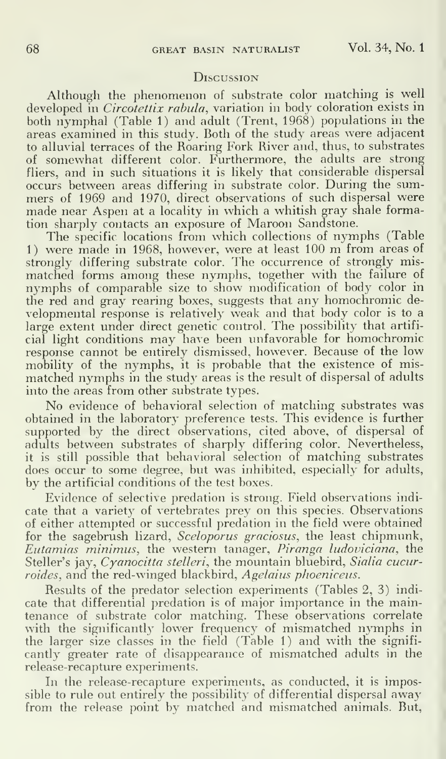## Discussion

Although the phenomenon of substrate color matching is well developed in *Circotettix rabula*, variation in body coloration exists in both nymphal (Table 1) and adult (Trent, 1968) populations in the areas examined in this study. Both of the study areas were adjacent to alluvial terraces of the Roaring Fork River and, thus, to substrates of somewhat different color. Furthermore, the adults are strong fliers, and in such situations it is likely that considerable dispersal occurs between areas differing in substrate color. During the summers of 1969 and 1970, direct observations of such dispersal were made near Aspen at a locality in which a whitish gray shale formation sharply contacts an exposure of Maroon Sandstone.

The specific locations from which collections of nymphs (Table 1) were made in 1968, however, were at least 100 m from areas of strongly differing substrate color. The occurrence of strongly mismatched forms among these nymphs, together with the failure of nymphs of comparable size to show modification of body color in the red and gray rearing boxes, suggests that any homochromic developmental response is relatively weak and that body color is to a large extent under direct genetic control. The possibility that artificial light conditions may have been unfavorable for homochromic response cannot be entirely dismissed, however. Because of the low mobility of the nymphs, it is probable that the existence of mismatched nymphs in the study areas is the result of dispersal of adults into the areas from other substrate types.

No evidence of behavioral selection of matching substrates was obtained in the laboratory preference tests. This evidence is further supported by the direct observations, cited above, of dispersal of adults between substrates of sharply differing color. Nevertheless, it is still possible that behavioral selection of matching substrates does occur to some degree, but was inhibited, especially for adults, by the artificial conditions of the test boxes.

Evidence of selective predation is strong. Field observations indicate that a variety of vertebrates prey on this species. Observations of either attempted or successful predation in the field were obtained for the sagebrush lizard, *Sceloporus graciosus*, the least chipmunk, *Eutamias minimus*, the western tanager, *Piranga ludoviciana*, the Steller's jay, *Cyanocitta stelleri*, the mountain bluebird, *Sialia cucurroides*, and the red-winged blackbird, *Agelaius phoeniceus*.

Results of the predator selection experiments (Tables 2, 3) indicate that differential predation is of major importance in the maintenance of substrate color matching. These observations correlate with the significantly lower frequency of mismatched nymphs in the larger size classes in the field (Table 1) and with the significantly greater rate of disappearance of mismatched adults in the release-recapture experiments.

In the release-recapture experiments, as conducted, it is impossible to rule out entirely the possibility of differential dispersal away from the release point by matched and mismatched animals. But,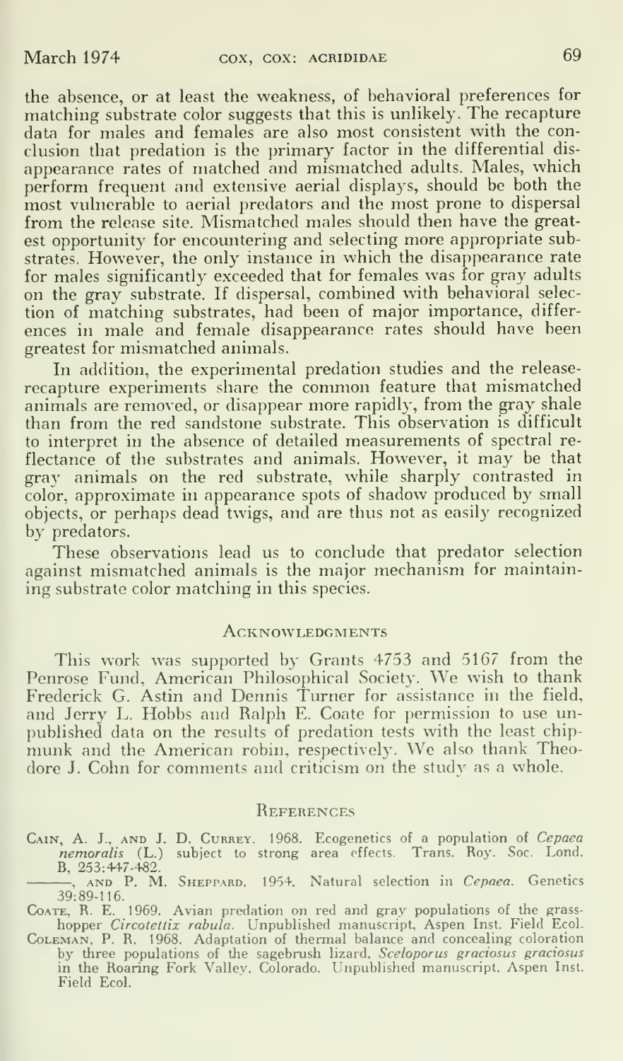the absence, or at least the weakness, of behavioral preferences for matching substrate color suggests that this is unlikely. The recapture data for males and females are also most consistent with the conclusion that predation is the primary factor in the differential disappearance rates of matched and mismatched adults. Males, which perform frequent and extensive aerial displays, should be both the most vulnerable to aerial predators and the most prone to dispersal from the release site. Mismatched males should then have the greatest opportunity for encountering and selecting more appropriate substrates. However, the only instance in which the disappearance rate for males significantly exceeded that for females was for gray adults on the gray substrate. If dispersal, combined with behavioral selection of matching substrates, had been of major importance, differences in male and female disappearance rates should have been greatest for mismatched animals.

In addition, the experimental predation studies and the release-recapture experiments share the common feature that mismatched animals are removed, or disappear more rapidly, from the gray shale than from the red sandstone substrate. This observation is difficult to interpret in the absence of detailed measurements of spectral reflectance of the substrates and animals. However, it may be that gray animals on the red substrate, while sharply contrasted in color, approximate in appearance spots of shadow produced by small objects, or perhaps dead twigs, and are thus not as easily recognized by predators.

These observations lead us to conclude that predator selection against mismatched animals is the major mechanism for maintaining substrate color matching in this species.

## Acknowledgments

This work was supported by Grants 4753 and 5167 from the Penrose Fund, American Philosophical Society. We wish to thank Frederick G. Astin and Dennis Turner for assistance in the field, and Jerry L. Hobbs and Ralph E. Coate for permission to use unpublished data on the results of predation tests with the least chipmunk and the American robin, respectively. We also thank Theodore J. Cohn for comments and criticism on the study as a whole.

## References

Cain, A. J., and J. D. Currey. 1968. Ecogenetics of a population of *Cepaea nemoralis* (L.) subject to strong area effects. Trans. Roy. Soc. Lond. B, 253:447-482.

———, and P. M. Sheppard. 1954. Natural selection in *Cepaea*. Genetics 39:89-116.

Coate, R. E. 1969. Avian predation on red and gray populations of the grasshopper *Circotettix rabula*. Unpublished manuscript, Aspen Inst. Field Ecol.

Coleman, P. R. 1968. Adaptation of thermal balance and concealing coloration by three populations of the sagebrush lizard, *Sceloporus graciosus graciosus* in the Roaring Fork Valley, Colorado. Unpublished manuscript. Aspen Inst. Field Ecol.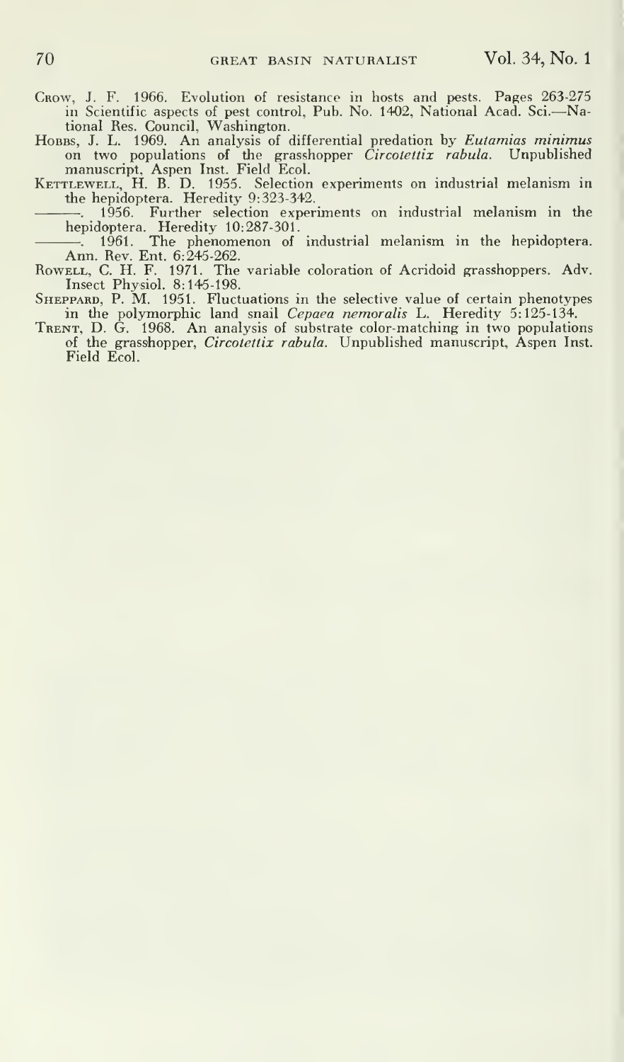Crow, J. F. 1966. Evolution of resistance in hosts and pests. Pages 263-275 in Scientific aspects of pest control, Pub. No. 1402, National Acad. Sci.—National Res. Council, Washington.

Hobbs, J. L. 1969. An analysis of differential predation by *Eutamias minimus* on two populations of the grasshopper *Circotettix rabula*. Unpublished manuscript, Aspen Inst. Field Ecol.

Kettlewell, H. B. D. 1955. Selection experiments on industrial melanism in the hepidoptera. Heredity 9:323-342.

———. 1956. Further selection experiments on industrial melanism in the hepidoptera. Heredity 10:287-301.

———. 1961. The phenomenon of industrial melanism in the hepidoptera. Ann. Rev. Ent. 6:245-262.

Rowell, C. H. F. 1971. The variable coloration of Acridoid grasshoppers. Adv. Insect Physiol. 8:145-198.

Sheppard, P. M. 1951. Fluctuations in the selective value of certain phenotypes in the polymorphic land snail *Cepaea nemoralis* L. Heredity 5:125-134.

Trent, D. G. 1968. An analysis of substrate color-matching in two populations of the grasshopper, *Circotettix rabula*. Unpublished manuscript, Aspen Inst. Field Ecol.